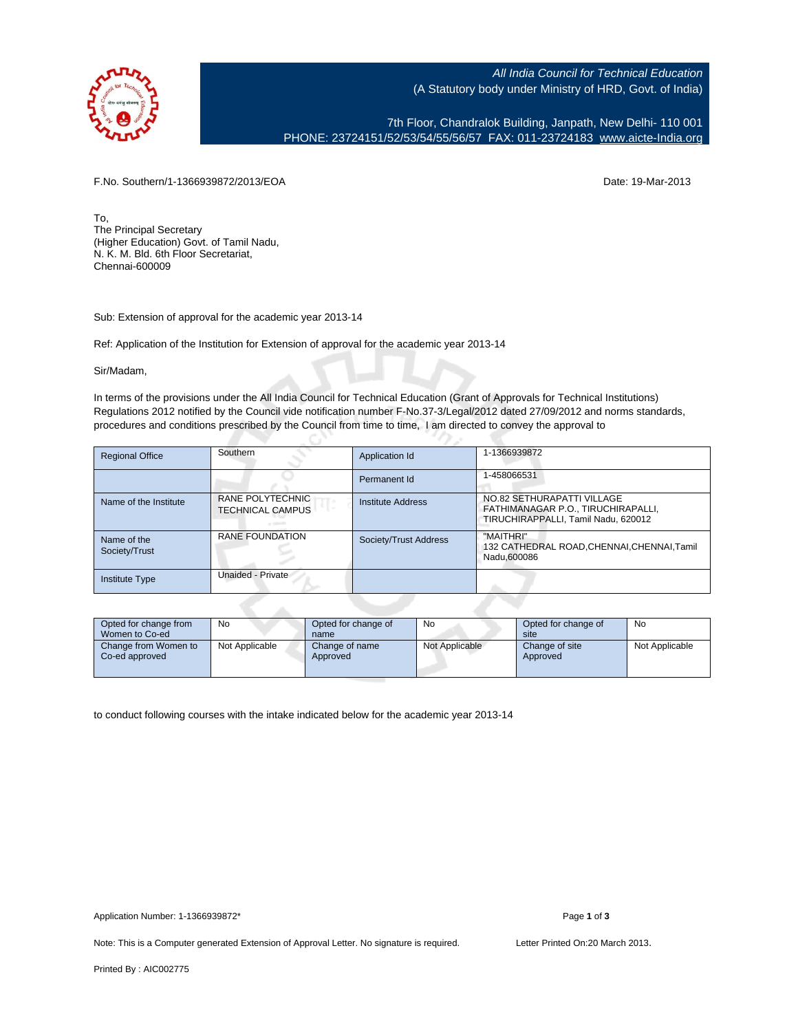*All India Council for Technical Education*
(A Statutory body under Ministry of HRD, Govt. of India)

7th Floor, Chandralok Building, Janpath, New Delhi- 110 001
PHONE: 23724151/52/53/54/55/56/57 FAX: 011-23724183 www.aicte-India.org

F.No. Southern/1-1366939872/2013/EOA

Date: 19-Mar-2013

To,
The Principal Secretary
(Higher Education) Govt. of Tamil Nadu,
N. K. M. Bld. 6th Floor Secretariat,
Chennai-600009

Sub: Extension of approval for the academic year 2013-14

Ref: Application of the Institution for Extension of approval for the academic year 2013-14

Sir/Madam,

In terms of the provisions under the All India Council for Technical Education (Grant of Approvals for Technical Institutions) Regulations 2012 notified by the Council vide notification number F-No.37-3/Legal/2012 dated 27/09/2012 and norms standards, procedures and conditions prescribed by the Council from time to time, I am directed to convey the approval to

| Regional Office | Southern | Application Id | 1-1366939872 |
|---|---|---|---|
| | | Permanent Id | 1-458066531 |
| Name of the Institute | RANE POLYTECHNIC TECHNICAL CAMPUS | Institute Address | NO.82 SETHURAPATTI VILLAGE FATHIMANAGAR P.O., TIRUCHIRAPALLI, TIRUCHIRAPPALLI, Tamil Nadu, 620012 |
| Name of the Society/Trust | RANE FOUNDATION | Society/Trust Address | "MAITHRI" 132 CATHEDRAL ROAD,CHENNAI,CHENNAI,Tamil Nadu,600086 |
| Institute Type | Unaided - Private | | |

| Opted for change from Women to Co-ed | No | Opted for change of name | No | Opted for change of site | No |
|---|---|---|---|---|---|
| Change from Women to Co-ed approved | Not Applicable | Change of name Approved | Not Applicable | Change of site Approved | Not Applicable |

to conduct following courses with the intake indicated below for the academic year 2013-14

Application Number: 1-1366939872*

Note: This is a Computer generated Extension of Approval Letter. No signature is required.

Letter Printed On:20 March 2013.

Printed By : AIC002775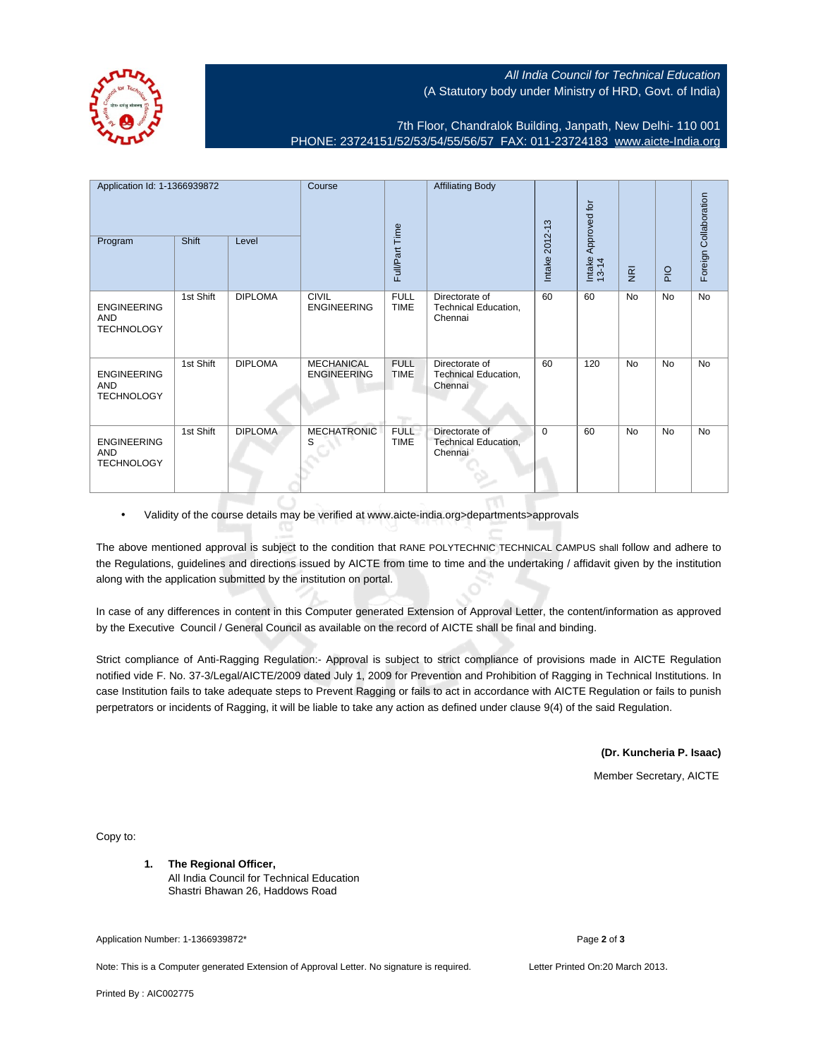All India Council for Technical Education
(A Statutory body under Ministry of HRD, Govt. of India)

7th Floor, Chandralok Building, Janpath, New Delhi- 110 001
PHONE: 23724151/52/53/54/55/56/57 FAX: 011-23724183 www.aicte-India.org

| Application Id: 1-1366939872 | | | Course | Full/Part Time | Affiliating Body | Intake 2012-13 | Intake Approved for 13-14 | NRI | PIO | Foreign Collaboration |
|---|---|---|---|---|---|---|---|---|---|---|
| Program | Shift | Level | | | | | | | | |
| ENGINEERING AND TECHNOLOGY | 1st Shift | DIPLOMA | CIVIL ENGINEERING | FULL TIME | Directorate of Technical Education, Chennai | 60 | 60 | No | No | No |
| ENGINEERING AND TECHNOLOGY | 1st Shift | DIPLOMA | MECHANICAL ENGINEERING | FULL TIME | Directorate of Technical Education, Chennai | 60 | 120 | No | No | No |
| ENGINEERING AND TECHNOLOGY | 1st Shift | DIPLOMA | MECHATRONICS | FULL TIME | Directorate of Technical Education, Chennai | 0 | 60 | No | No | No |

- Validity of the course details may be verified at www.aicte-india.org>departments>approvals

The above mentioned approval is subject to the condition that RANE POLYTECHNIC TECHNICAL CAMPUS shall follow and adhere to the Regulations, guidelines and directions issued by AICTE from time to time and the undertaking / affidavit given by the institution along with the application submitted by the institution on portal.

In case of any differences in content in this Computer generated Extension of Approval Letter, the content/information as approved by the Executive Council / General Council as available on the record of AICTE shall be final and binding.

Strict compliance of Anti-Ragging Regulation:- Approval is subject to strict compliance of provisions made in AICTE Regulation notified vide F. No. 37-3/Legal/AICTE/2009 dated July 1, 2009 for Prevention and Prohibition of Ragging in Technical Institutions. In case Institution fails to take adequate steps to Prevent Ragging or fails to act in accordance with AICTE Regulation or fails to punish perpetrators or incidents of Ragging, it will be liable to take any action as defined under clause 9(4) of the said Regulation.

**(Dr. Kuncheria P. Isaac)**

Member Secretary, AICTE

Copy to:

1. **The Regional Officer,**
   All India Council for Technical Education
   Shastri Bhawan 26, Haddows Road

Application Number: 1-1366939872*

Note: This is a Computer generated Extension of Approval Letter. No signature is required.

Letter Printed On:20 March 2013.

Printed By : AIC002775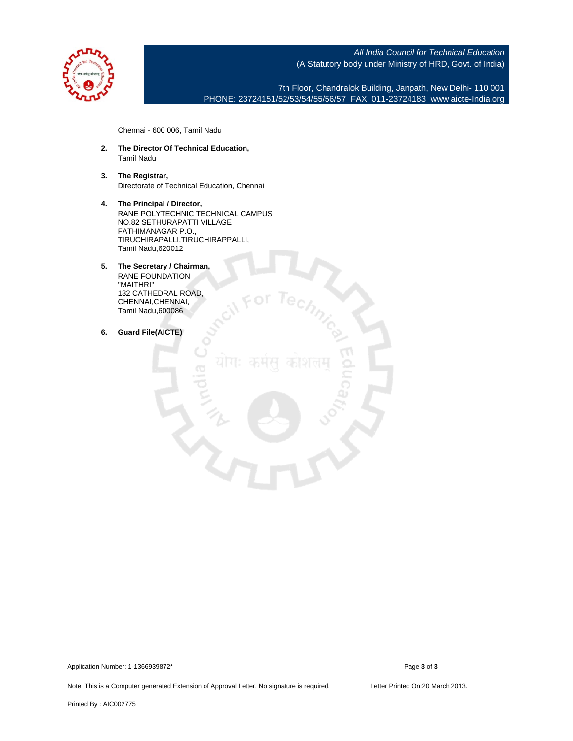Chennai - 600 006, Tamil Nadu

2. **The Director Of Technical Education,**
   Tamil Nadu

3. **The Registrar,**
   Directorate of Technical Education, Chennai

4. **The Principal / Director,**
   RANE POLYTECHNIC TECHNICAL CAMPUS
   NO.82 SETHURAPATTI VILLAGE
   FATHIMANAGAR P.O.,
   TIRUCHIRAPALLI,TIRUCHIRAPPALLI,
   Tamil Nadu,620012

5. **The Secretary / Chairman,**
   RANE FOUNDATION
   "MAITHRI"
   132 CATHEDRAL ROAD,
   CHENNAI,CHENNAI,
   Tamil Nadu,600086

6. **Guard File(AICTE)**

Application Number: 1-1366939872*

Note: This is a Computer generated Extension of Approval Letter. No signature is required.

Letter Printed On:20 March 2013.

Printed By : AIC002775